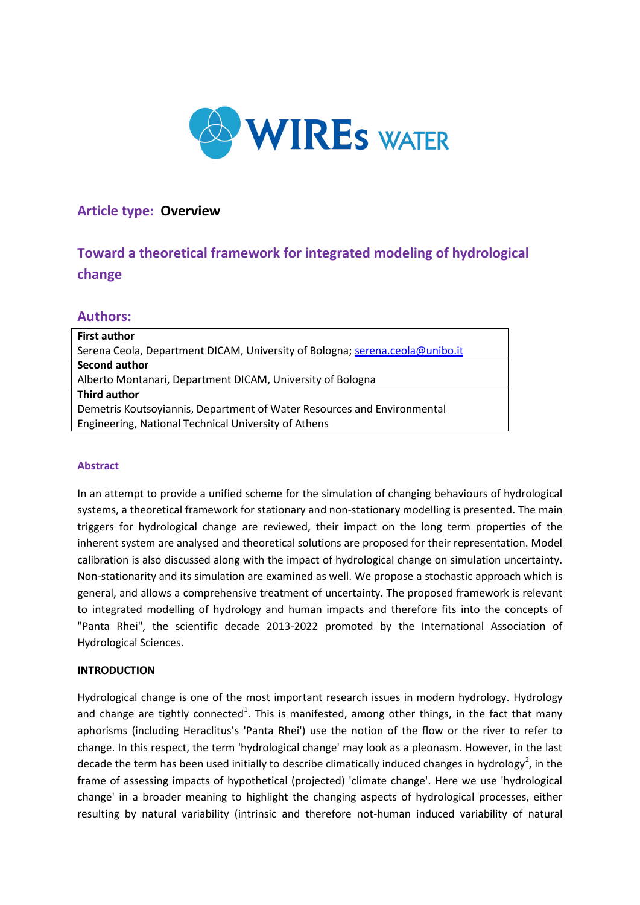WIREs WATER

**Article type: Overview**

# Toward a theoretical framework for integrated modeling of hydrological change

## Authors:

| **First author** |
| --- |
| Serena Ceola, Department DICAM, University of Bologna; serena.ceola@unibo.it |
| **Second author** |
| Alberto Montanari, Department DICAM, University of Bologna |
| **Third author** |
| Demetris Koutsoyiannis, Department of Water Resources and Environmental Engineering, National Technical University of Athens |

#### Abstract

In an attempt to provide a unified scheme for the simulation of changing behaviours of hydrological systems, a theoretical framework for stationary and non-stationary modelling is presented. The main triggers for hydrological change are reviewed, their impact on the long term properties of the inherent system are analysed and theoretical solutions are proposed for their representation. Model calibration is also discussed along with the impact of hydrological change on simulation uncertainty. Non-stationarity and its simulation are examined as well. We propose a stochastic approach which is general, and allows a comprehensive treatment of uncertainty. The proposed framework is relevant to integrated modelling of hydrology and human impacts and therefore fits into the concepts of "Panta Rhei", the scientific decade 2013-2022 promoted by the International Association of Hydrological Sciences.

#### INTRODUCTION

Hydrological change is one of the most important research issues in modern hydrology. Hydrology and change are tightly connected[1]. This is manifested, among other things, in the fact that many aphorisms (including Heraclitus's 'Panta Rhei') use the notion of the flow or the river to refer to change. In this respect, the term 'hydrological change' may look as a pleonasm. However, in the last decade the term has been used initially to describe climatically induced changes in hydrology[2], in the frame of assessing impacts of hypothetical (projected) 'climate change'. Here we use 'hydrological change' in a broader meaning to highlight the changing aspects of hydrological processes, either resulting by natural variability (intrinsic and therefore not-human induced variability of natural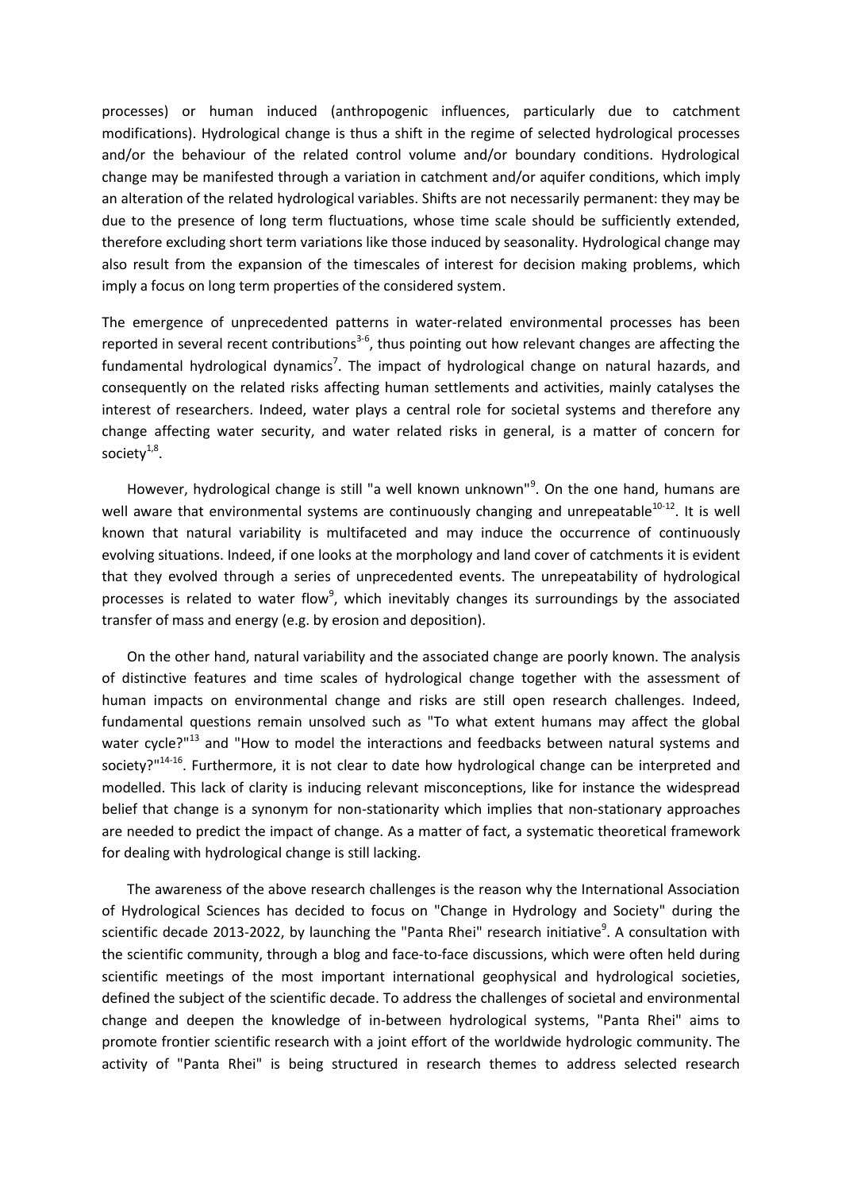processes) or human induced (anthropogenic influences, particularly due to catchment modifications). Hydrological change is thus a shift in the regime of selected hydrological processes and/or the behaviour of the related control volume and/or boundary conditions. Hydrological change may be manifested through a variation in catchment and/or aquifer conditions, which imply an alteration of the related hydrological variables. Shifts are not necessarily permanent: they may be due to the presence of long term fluctuations, whose time scale should be sufficiently extended, therefore excluding short term variations like those induced by seasonality. Hydrological change may also result from the expansion of the timescales of interest for decision making problems, which imply a focus on long term properties of the considered system.

The emergence of unprecedented patterns in water-related environmental processes has been reported in several recent contributions[3-6], thus pointing out how relevant changes are affecting the fundamental hydrological dynamics[7]. The impact of hydrological change on natural hazards, and consequently on the related risks affecting human settlements and activities, mainly catalyses the interest of researchers. Indeed, water plays a central role for societal systems and therefore any change affecting water security, and water related risks in general, is a matter of concern for society[1,8].

However, hydrological change is still "a well known unknown"[9]. On the one hand, humans are well aware that environmental systems are continuously changing and unrepeatable[10-12]. It is well known that natural variability is multifaceted and may induce the occurrence of continuously evolving situations. Indeed, if one looks at the morphology and land cover of catchments it is evident that they evolved through a series of unprecedented events. The unrepeatability of hydrological processes is related to water flow[9], which inevitably changes its surroundings by the associated transfer of mass and energy (e.g. by erosion and deposition).

On the other hand, natural variability and the associated change are poorly known. The analysis of distinctive features and time scales of hydrological change together with the assessment of human impacts on environmental change and risks are still open research challenges. Indeed, fundamental questions remain unsolved such as "To what extent humans may affect the global water cycle?"[13] and "How to model the interactions and feedbacks between natural systems and society?"[14-16]. Furthermore, it is not clear to date how hydrological change can be interpreted and modelled. This lack of clarity is inducing relevant misconceptions, like for instance the widespread belief that change is a synonym for non-stationarity which implies that non-stationary approaches are needed to predict the impact of change. As a matter of fact, a systematic theoretical framework for dealing with hydrological change is still lacking.

The awareness of the above research challenges is the reason why the International Association of Hydrological Sciences has decided to focus on "Change in Hydrology and Society" during the scientific decade 2013-2022, by launching the "Panta Rhei" research initiative[9]. A consultation with the scientific community, through a blog and face-to-face discussions, which were often held during scientific meetings of the most important international geophysical and hydrological societies, defined the subject of the scientific decade. To address the challenges of societal and environmental change and deepen the knowledge of in-between hydrological systems, "Panta Rhei" aims to promote frontier scientific research with a joint effort of the worldwide hydrologic community. The activity of "Panta Rhei" is being structured in research themes to address selected research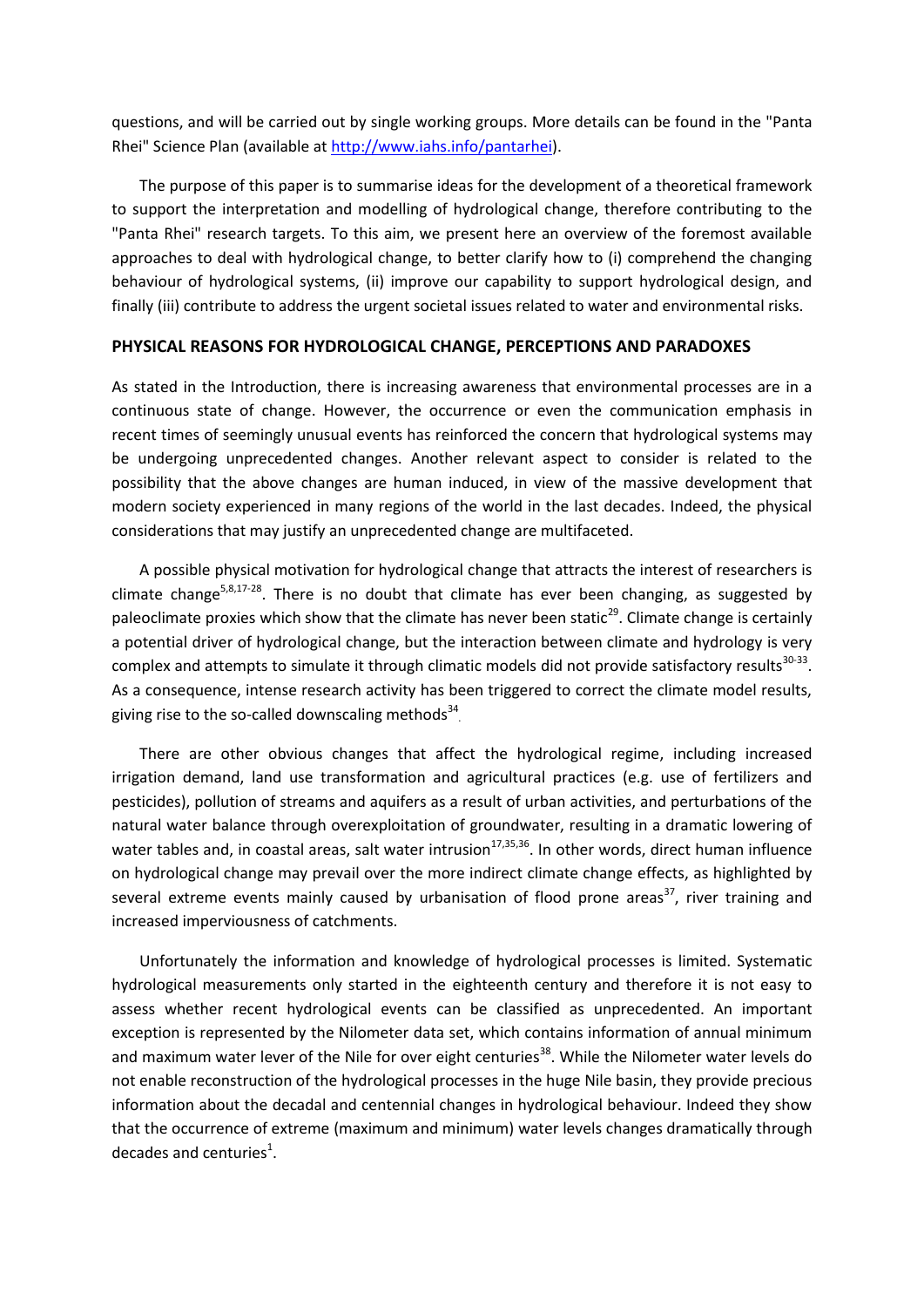questions, and will be carried out by single working groups. More details can be found in the "Panta Rhei" Science Plan (available at http://www.iahs.info/pantarhei).

The purpose of this paper is to summarise ideas for the development of a theoretical framework to support the interpretation and modelling of hydrological change, therefore contributing to the "Panta Rhei" research targets. To this aim, we present here an overview of the foremost available approaches to deal with hydrological change, to better clarify how to (i) comprehend the changing behaviour of hydrological systems, (ii) improve our capability to support hydrological design, and finally (iii) contribute to address the urgent societal issues related to water and environmental risks.

## PHYSICAL REASONS FOR HYDROLOGICAL CHANGE, PERCEPTIONS AND PARADOXES

As stated in the Introduction, there is increasing awareness that environmental processes are in a continuous state of change. However, the occurrence or even the communication emphasis in recent times of seemingly unusual events has reinforced the concern that hydrological systems may be undergoing unprecedented changes. Another relevant aspect to consider is related to the possibility that the above changes are human induced, in view of the massive development that modern society experienced in many regions of the world in the last decades. Indeed, the physical considerations that may justify an unprecedented change are multifaceted.

A possible physical motivation for hydrological change that attracts the interest of researchers is climate change[5,8,17-28]. There is no doubt that climate has ever been changing, as suggested by paleoclimate proxies which show that the climate has never been static[29]. Climate change is certainly a potential driver of hydrological change, but the interaction between climate and hydrology is very complex and attempts to simulate it through climatic models did not provide satisfactory results[30-33]. As a consequence, intense research activity has been triggered to correct the climate model results, giving rise to the so-called downscaling methods[34].

There are other obvious changes that affect the hydrological regime, including increased irrigation demand, land use transformation and agricultural practices (e.g. use of fertilizers and pesticides), pollution of streams and aquifers as a result of urban activities, and perturbations of the natural water balance through overexploitation of groundwater, resulting in a dramatic lowering of water tables and, in coastal areas, salt water intrusion[17,35,36]. In other words, direct human influence on hydrological change may prevail over the more indirect climate change effects, as highlighted by several extreme events mainly caused by urbanisation of flood prone areas[37], river training and increased imperviousness of catchments.

Unfortunately the information and knowledge of hydrological processes is limited. Systematic hydrological measurements only started in the eighteenth century and therefore it is not easy to assess whether recent hydrological events can be classified as unprecedented. An important exception is represented by the Nilometer data set, which contains information of annual minimum and maximum water lever of the Nile for over eight centuries[38]. While the Nilometer water levels do not enable reconstruction of the hydrological processes in the huge Nile basin, they provide precious information about the decadal and centennial changes in hydrological behaviour. Indeed they show that the occurrence of extreme (maximum and minimum) water levels changes dramatically through decades and centuries[1].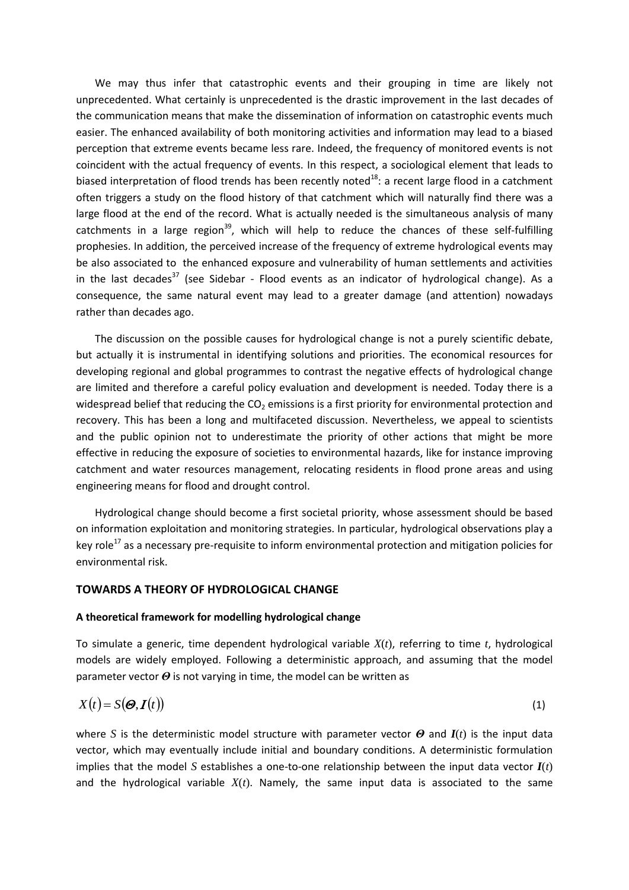We may thus infer that catastrophic events and their grouping in time are likely not unprecedented. What certainly is unprecedented is the drastic improvement in the last decades of the communication means that make the dissemination of information on catastrophic events much easier. The enhanced availability of both monitoring activities and information may lead to a biased perception that extreme events became less rare. Indeed, the frequency of monitored events is not coincident with the actual frequency of events. In this respect, a sociological element that leads to biased interpretation of flood trends has been recently noted[18]: a recent large flood in a catchment often triggers a study on the flood history of that catchment which will naturally find there was a large flood at the end of the record. What is actually needed is the simultaneous analysis of many catchments in a large region[39], which will help to reduce the chances of these self-fulfilling prophesies. In addition, the perceived increase of the frequency of extreme hydrological events may be also associated to the enhanced exposure and vulnerability of human settlements and activities in the last decades[37] (see Sidebar - Flood events as an indicator of hydrological change). As a consequence, the same natural event may lead to a greater damage (and attention) nowadays rather than decades ago.

The discussion on the possible causes for hydrological change is not a purely scientific debate, but actually it is instrumental in identifying solutions and priorities. The economical resources for developing regional and global programmes to contrast the negative effects of hydrological change are limited and therefore a careful policy evaluation and development is needed. Today there is a widespread belief that reducing the $CO_2$ emissions is a first priority for environmental protection and recovery. This has been a long and multifaceted discussion. Nevertheless, we appeal to scientists and the public opinion not to underestimate the priority of other actions that might be more effective in reducing the exposure of societies to environmental hazards, like for instance improving catchment and water resources management, relocating residents in flood prone areas and using engineering means for flood and drought control.

Hydrological change should become a first societal priority, whose assessment should be based on information exploitation and monitoring strategies. In particular, hydrological observations play a key role[17] as a necessary pre-requisite to inform environmental protection and mitigation policies for environmental risk.

## TOWARDS A THEORY OF HYDROLOGICAL CHANGE

### A theoretical framework for modelling hydrological change

To simulate a generic, time dependent hydrological variable $X(t)$, referring to time $t$, hydrological models are widely employed. Following a deterministic approach, and assuming that the model parameter vector $\boldsymbol{\Theta}$ is not varying in time, the model can be written as

$$X(t) = S(\boldsymbol{\Theta}, \boldsymbol{I}(t)) \tag{1}$$

where $S$ is the deterministic model structure with parameter vector $\boldsymbol{\Theta}$ and $\boldsymbol{I}(t)$ is the input data vector, which may eventually include initial and boundary conditions. A deterministic formulation implies that the model $S$ establishes a one-to-one relationship between the input data vector $\boldsymbol{I}(t)$ and the hydrological variable $X(t)$. Namely, the same input data is associated to the same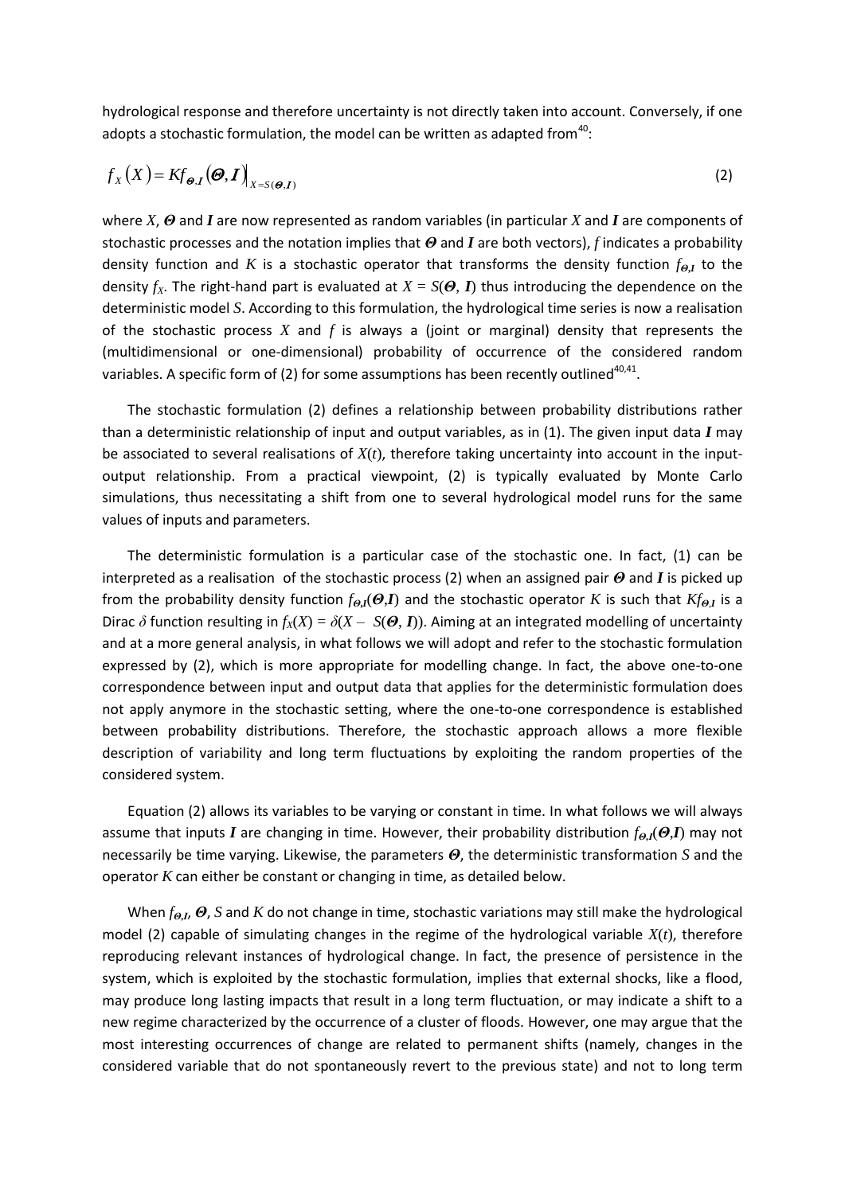hydrological response and therefore uncertainty is not directly taken into account. Conversely, if one adopts a stochastic formulation, the model can be written as adapted from[40]:

$$f_X(X) = K f_{\boldsymbol{\Theta},\boldsymbol{I}}(\boldsymbol{\Theta},\boldsymbol{I})\Big|_{X=S(\boldsymbol{\Theta},\boldsymbol{I})} \tag{2}$$

where $X$, $\boldsymbol{\Theta}$ and $\boldsymbol{I}$ are now represented as random variables (in particular $X$ and $\boldsymbol{I}$ are components of stochastic processes and the notation implies that $\boldsymbol{\Theta}$ and $\boldsymbol{I}$ are both vectors), $f$ indicates a probability density function and $K$ is a stochastic operator that transforms the density function $f_{\boldsymbol{\Theta},\boldsymbol{I}}$ to the density $f_X$. The right-hand part is evaluated at $X = S(\boldsymbol{\Theta}, \boldsymbol{I})$ thus introducing the dependence on the deterministic model $S$. According to this formulation, the hydrological time series is now a realisation of the stochastic process $X$ and $f$ is always a (joint or marginal) density that represents the (multidimensional or one-dimensional) probability of occurrence of the considered random variables. A specific form of (2) for some assumptions has been recently outlined[40,41].

The stochastic formulation (2) defines a relationship between probability distributions rather than a deterministic relationship of input and output variables, as in (1). The given input data $\boldsymbol{I}$ may be associated to several realisations of $X(t)$, therefore taking uncertainty into account in the input-output relationship. From a practical viewpoint, (2) is typically evaluated by Monte Carlo simulations, thus necessitating a shift from one to several hydrological model runs for the same values of inputs and parameters.

The deterministic formulation is a particular case of the stochastic one. In fact, (1) can be interpreted as a realisation of the stochastic process (2) when an assigned pair $\boldsymbol{\Theta}$ and $\boldsymbol{I}$ is picked up from the probability density function $f_{\boldsymbol{\Theta},\boldsymbol{I}}(\boldsymbol{\Theta},\boldsymbol{I})$ and the stochastic operator $K$ is such that $Kf_{\boldsymbol{\Theta},\boldsymbol{I}}$ is a Dirac $\delta$ function resulting in $f_X(X) = \delta(X - S(\boldsymbol{\Theta}, \boldsymbol{I}))$. Aiming at an integrated modelling of uncertainty and at a more general analysis, in what follows we will adopt and refer to the stochastic formulation expressed by (2), which is more appropriate for modelling change. In fact, the above one-to-one correspondence between input and output data that applies for the deterministic formulation does not apply anymore in the stochastic setting, where the one-to-one correspondence is established between probability distributions. Therefore, the stochastic approach allows a more flexible description of variability and long term fluctuations by exploiting the random properties of the considered system.

Equation (2) allows its variables to be varying or constant in time. In what follows we will always assume that inputs $\boldsymbol{I}$ are changing in time. However, their probability distribution $f_{\boldsymbol{\Theta},\boldsymbol{I}}(\boldsymbol{\Theta},\boldsymbol{I})$ may not necessarily be time varying. Likewise, the parameters $\boldsymbol{\Theta}$, the deterministic transformation $S$ and the operator $K$ can either be constant or changing in time, as detailed below.

When $f_{\boldsymbol{\Theta},\boldsymbol{I}}$, $\boldsymbol{\Theta}$, $S$ and $K$ do not change in time, stochastic variations may still make the hydrological model (2) capable of simulating changes in the regime of the hydrological variable $X(t)$, therefore reproducing relevant instances of hydrological change. In fact, the presence of persistence in the system, which is exploited by the stochastic formulation, implies that external shocks, like a flood, may produce long lasting impacts that result in a long term fluctuation, or may indicate a shift to a new regime characterized by the occurrence of a cluster of floods. However, one may argue that the most interesting occurrences of change are related to permanent shifts (namely, changes in the considered variable that do not spontaneously revert to the previous state) and not to long term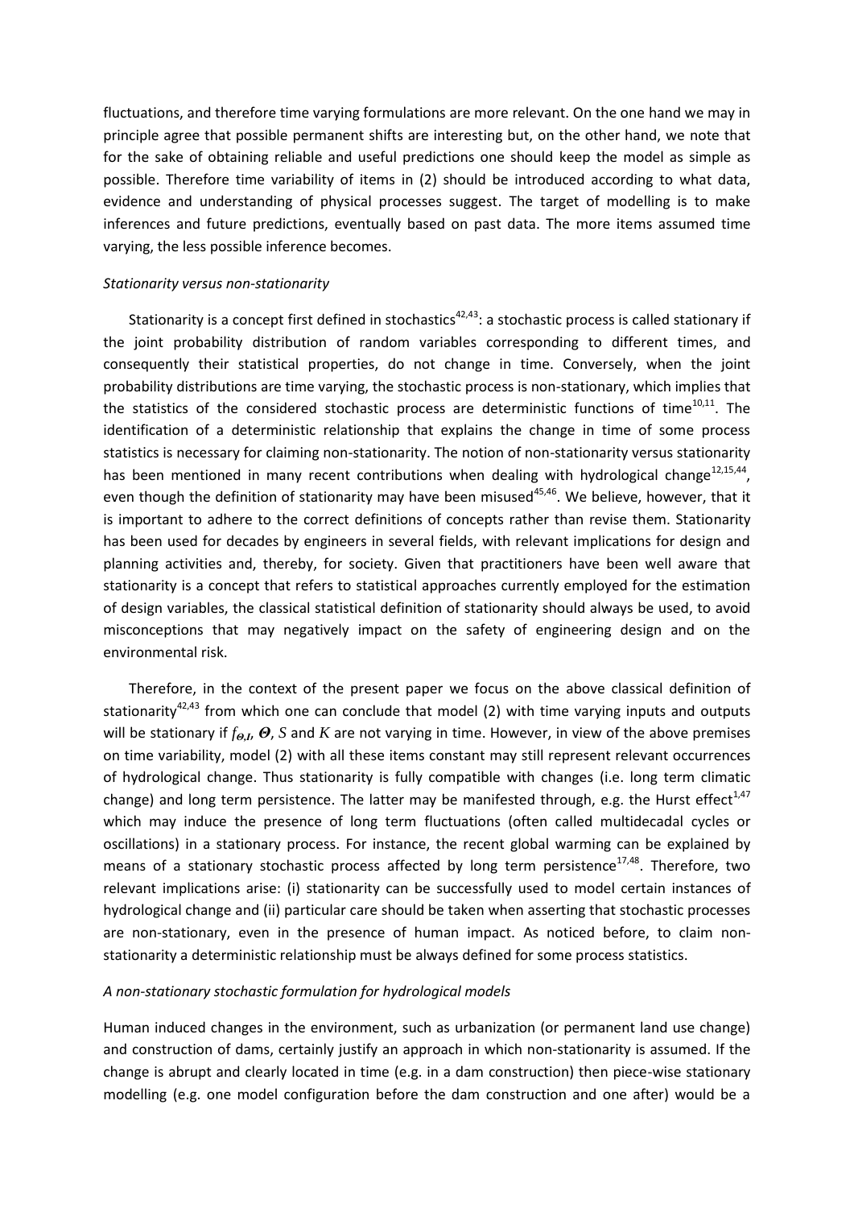fluctuations, and therefore time varying formulations are more relevant. On the one hand we may in principle agree that possible permanent shifts are interesting but, on the other hand, we note that for the sake of obtaining reliable and useful predictions one should keep the model as simple as possible. Therefore time variability of items in (2) should be introduced according to what data, evidence and understanding of physical processes suggest. The target of modelling is to make inferences and future predictions, eventually based on past data. The more items assumed time varying, the less possible inference becomes.

### *Stationarity versus non-stationarity*

Stationarity is a concept first defined in stochastics[42,43]: a stochastic process is called stationary if the joint probability distribution of random variables corresponding to different times, and consequently their statistical properties, do not change in time. Conversely, when the joint probability distributions are time varying, the stochastic process is non-stationary, which implies that the statistics of the considered stochastic process are deterministic functions of time[10,11]. The identification of a deterministic relationship that explains the change in time of some process statistics is necessary for claiming non-stationarity. The notion of non-stationarity versus stationarity has been mentioned in many recent contributions when dealing with hydrological change[12,15,44], even though the definition of stationarity may have been misused[45,46]. We believe, however, that it is important to adhere to the correct definitions of concepts rather than revise them. Stationarity has been used for decades by engineers in several fields, with relevant implications for design and planning activities and, thereby, for society. Given that practitioners have been well aware that stationarity is a concept that refers to statistical approaches currently employed for the estimation of design variables, the classical statistical definition of stationarity should always be used, to avoid misconceptions that may negatively impact on the safety of engineering design and on the environmental risk.

Therefore, in the context of the present paper we focus on the above classical definition of stationarity[42,43] from which one can conclude that model (2) with time varying inputs and outputs will be stationary if $f_{\Theta,I}$, $\boldsymbol{\Theta}$, $S$ and $K$ are not varying in time. However, in view of the above premises on time variability, model (2) with all these items constant may still represent relevant occurrences of hydrological change. Thus stationarity is fully compatible with changes (i.e. long term climatic change) and long term persistence. The latter may be manifested through, e.g. the Hurst effect[1,47] which may induce the presence of long term fluctuations (often called multidecadal cycles or oscillations) in a stationary process. For instance, the recent global warming can be explained by means of a stationary stochastic process affected by long term persistence[17,48]. Therefore, two relevant implications arise: (i) stationarity can be successfully used to model certain instances of hydrological change and (ii) particular care should be taken when asserting that stochastic processes are non-stationary, even in the presence of human impact. As noticed before, to claim non-stationarity a deterministic relationship must be always defined for some process statistics.

### *A non-stationary stochastic formulation for hydrological models*

Human induced changes in the environment, such as urbanization (or permanent land use change) and construction of dams, certainly justify an approach in which non-stationarity is assumed. If the change is abrupt and clearly located in time (e.g. in a dam construction) then piece-wise stationary modelling (e.g. one model configuration before the dam construction and one after) would be a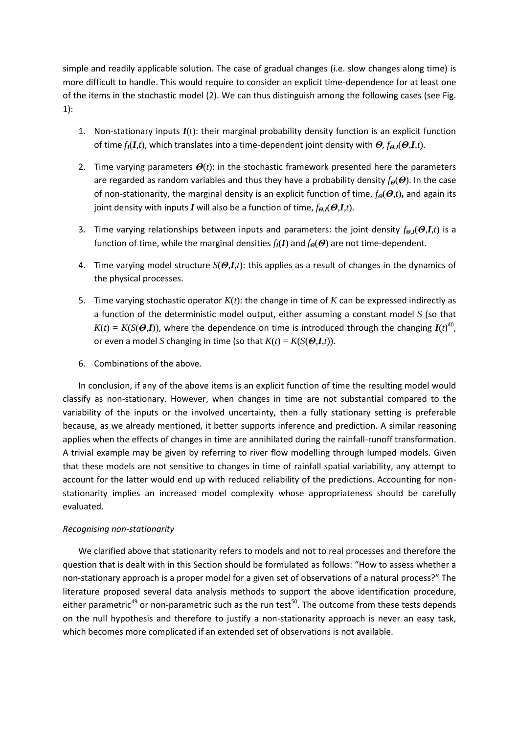simple and readily applicable solution. The case of gradual changes (i.e. slow changes along time) is more difficult to handle. This would require to consider an explicit time-dependence for at least one of the items in the stochastic model (2). We can thus distinguish among the following cases (see Fig. 1):

1. Non-stationary inputs $\boldsymbol{I}(t)$: their marginal probability density function is an explicit function of time $f_{\boldsymbol{I}}(\boldsymbol{I},t)$, which translates into a time-dependent joint density with $\boldsymbol{\Theta}$, $f_{\boldsymbol{\Theta},\boldsymbol{I}}(\boldsymbol{\Theta},\boldsymbol{I},t)$.

2. Time varying parameters $\boldsymbol{\Theta}(t)$: in the stochastic framework presented here the parameters are regarded as random variables and thus they have a probability density $f_{\boldsymbol{\Theta}}(\boldsymbol{\Theta})$. In the case of non-stationarity, the marginal density is an explicit function of time, $f_{\boldsymbol{\Theta}}(\boldsymbol{\Theta},t)$, and again its joint density with inputs $\boldsymbol{I}$ will also be a function of time, $f_{\boldsymbol{\Theta},\boldsymbol{I}}(\boldsymbol{\Theta},\boldsymbol{I},t)$.

3. Time varying relationships between inputs and parameters: the joint density $f_{\boldsymbol{\Theta},\boldsymbol{I}}(\boldsymbol{\Theta},\boldsymbol{I},t)$ is a function of time, while the marginal densities $f_{\boldsymbol{I}}(\boldsymbol{I})$ and $f_{\boldsymbol{\Theta}}(\boldsymbol{\Theta})$ are not time-dependent.

4. Time varying model structure $S(\boldsymbol{\Theta},\boldsymbol{I},t)$: this applies as a result of changes in the dynamics of the physical processes.

5. Time varying stochastic operator $K(t)$: the change in time of $K$ can be expressed indirectly as a function of the deterministic model output, either assuming a constant model $S$ (so that $K(t) = K(S(\boldsymbol{\Theta},\boldsymbol{I}))$, where the dependence on time is introduced through the changing $\boldsymbol{I}(t)$[40], or even a model $S$ changing in time (so that $K(t) = K(S(\boldsymbol{\Theta},\boldsymbol{I},t))$.

6. Combinations of the above.

In conclusion, if any of the above items is an explicit function of time the resulting model would classify as non-stationary. However, when changes in time are not substantial compared to the variability of the inputs or the involved uncertainty, then a fully stationary setting is preferable because, as we already mentioned, it better supports inference and prediction. A similar reasoning applies when the effects of changes in time are annihilated during the rainfall-runoff transformation. A trivial example may be given by referring to river flow modelling through lumped models. Given that these models are not sensitive to changes in time of rainfall spatial variability, any attempt to account for the latter would end up with reduced reliability of the predictions. Accounting for non-stationarity implies an increased model complexity whose appropriateness should be carefully evaluated.

*Recognising non-stationarity*

We clarified above that stationarity refers to models and not to real processes and therefore the question that is dealt with in this Section should be formulated as follows: "How to assess whether a non-stationary approach is a proper model for a given set of observations of a natural process?" The literature proposed several data analysis methods to support the above identification procedure, either parametric[49] or non-parametric such as the run test[50]. The outcome from these tests depends on the null hypothesis and therefore to justify a non-stationarity approach is never an easy task, which becomes more complicated if an extended set of observations is not available.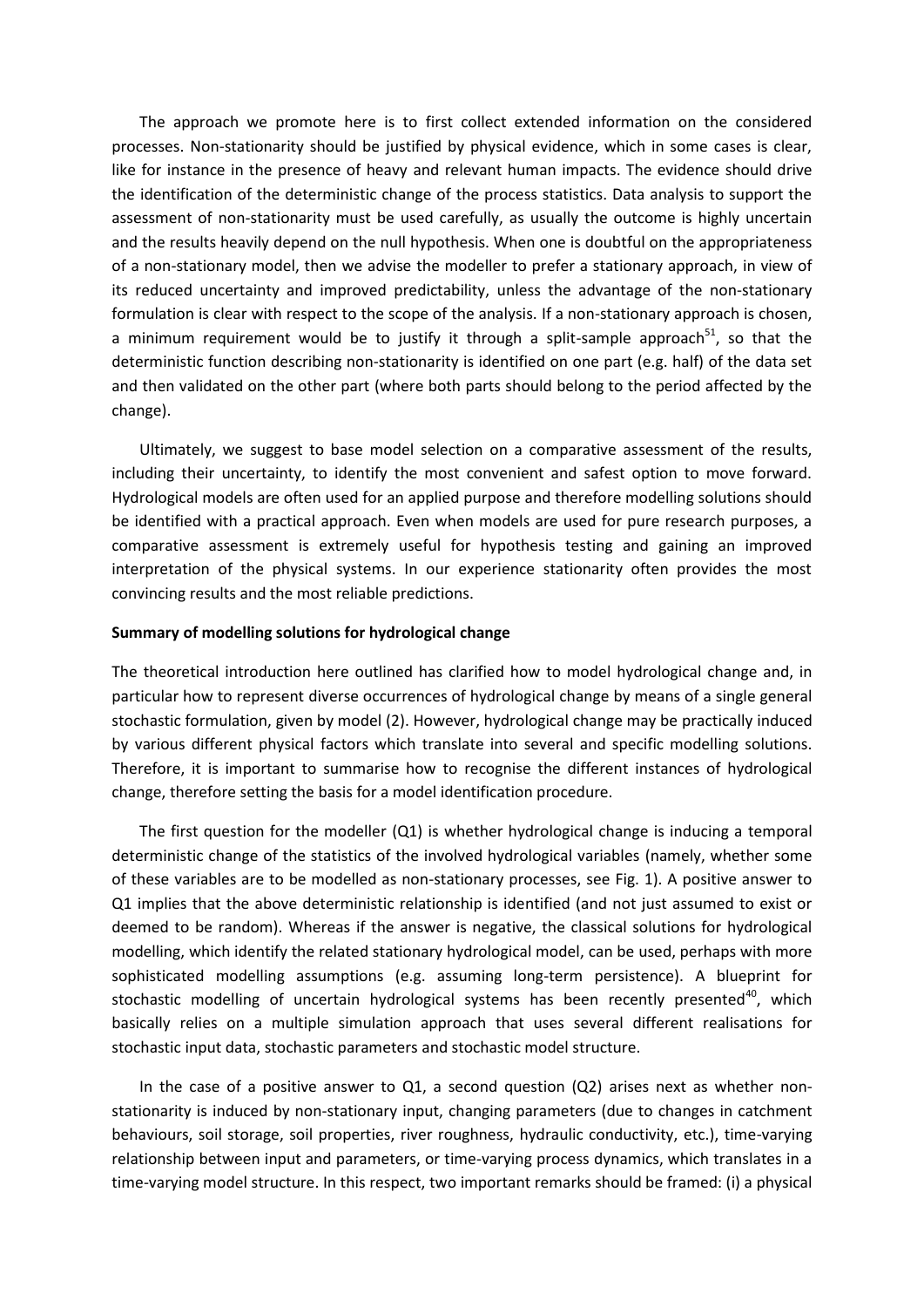The approach we promote here is to first collect extended information on the considered processes. Non-stationarity should be justified by physical evidence, which in some cases is clear, like for instance in the presence of heavy and relevant human impacts. The evidence should drive the identification of the deterministic change of the process statistics. Data analysis to support the assessment of non-stationarity must be used carefully, as usually the outcome is highly uncertain and the results heavily depend on the null hypothesis. When one is doubtful on the appropriateness of a non-stationary model, then we advise the modeller to prefer a stationary approach, in view of its reduced uncertainty and improved predictability, unless the advantage of the non-stationary formulation is clear with respect to the scope of the analysis. If a non-stationary approach is chosen, a minimum requirement would be to justify it through a split-sample approach[51], so that the deterministic function describing non-stationarity is identified on one part (e.g. half) of the data set and then validated on the other part (where both parts should belong to the period affected by the change).

Ultimately, we suggest to base model selection on a comparative assessment of the results, including their uncertainty, to identify the most convenient and safest option to move forward. Hydrological models are often used for an applied purpose and therefore modelling solutions should be identified with a practical approach. Even when models are used for pure research purposes, a comparative assessment is extremely useful for hypothesis testing and gaining an improved interpretation of the physical systems. In our experience stationarity often provides the most convincing results and the most reliable predictions.

**Summary of modelling solutions for hydrological change**

The theoretical introduction here outlined has clarified how to model hydrological change and, in particular how to represent diverse occurrences of hydrological change by means of a single general stochastic formulation, given by model (2). However, hydrological change may be practically induced by various different physical factors which translate into several and specific modelling solutions. Therefore, it is important to summarise how to recognise the different instances of hydrological change, therefore setting the basis for a model identification procedure.

The first question for the modeller (Q1) is whether hydrological change is inducing a temporal deterministic change of the statistics of the involved hydrological variables (namely, whether some of these variables are to be modelled as non-stationary processes, see Fig. 1). A positive answer to Q1 implies that the above deterministic relationship is identified (and not just assumed to exist or deemed to be random). Whereas if the answer is negative, the classical solutions for hydrological modelling, which identify the related stationary hydrological model, can be used, perhaps with more sophisticated modelling assumptions (e.g. assuming long-term persistence). A blueprint for stochastic modelling of uncertain hydrological systems has been recently presented[40], which basically relies on a multiple simulation approach that uses several different realisations for stochastic input data, stochastic parameters and stochastic model structure.

In the case of a positive answer to Q1, a second question (Q2) arises next as whether non-stationarity is induced by non-stationary input, changing parameters (due to changes in catchment behaviours, soil storage, soil properties, river roughness, hydraulic conductivity, etc.), time-varying relationship between input and parameters, or time-varying process dynamics, which translates in a time-varying model structure. In this respect, two important remarks should be framed: (i) a physical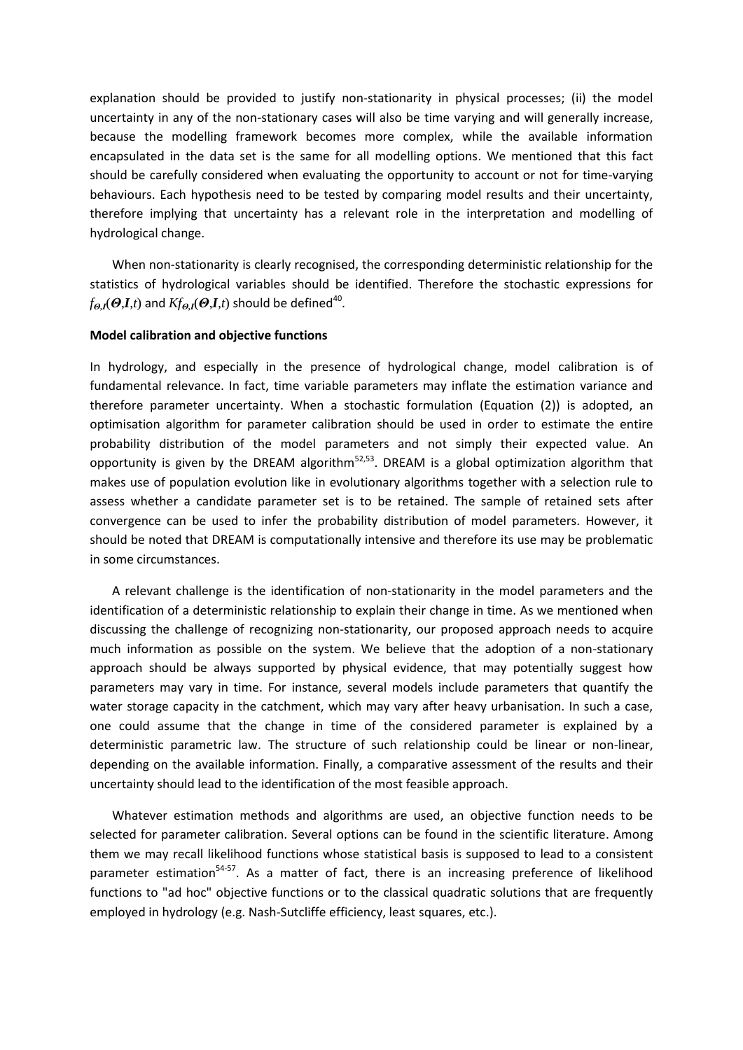explanation should be provided to justify non-stationarity in physical processes; (ii) the model uncertainty in any of the non-stationary cases will also be time varying and will generally increase, because the modelling framework becomes more complex, while the available information encapsulated in the data set is the same for all modelling options. We mentioned that this fact should be carefully considered when evaluating the opportunity to account or not for time-varying behaviours. Each hypothesis need to be tested by comparing model results and their uncertainty, therefore implying that uncertainty has a relevant role in the interpretation and modelling of hydrological change.

When non-stationarity is clearly recognised, the corresponding deterministic relationship for the statistics of hydrological variables should be identified. Therefore the stochastic expressions for $f_{\Theta,I}(\boldsymbol{\Theta},\boldsymbol{I},t)$ and $Kf_{\Theta,I}(\boldsymbol{\Theta},\boldsymbol{I},t)$ should be defined[40].

**Model calibration and objective functions**

In hydrology, and especially in the presence of hydrological change, model calibration is of fundamental relevance. In fact, time variable parameters may inflate the estimation variance and therefore parameter uncertainty. When a stochastic formulation (Equation (2)) is adopted, an optimisation algorithm for parameter calibration should be used in order to estimate the entire probability distribution of the model parameters and not simply their expected value. An opportunity is given by the DREAM algorithm[52,53]. DREAM is a global optimization algorithm that makes use of population evolution like in evolutionary algorithms together with a selection rule to assess whether a candidate parameter set is to be retained. The sample of retained sets after convergence can be used to infer the probability distribution of model parameters. However, it should be noted that DREAM is computationally intensive and therefore its use may be problematic in some circumstances.

A relevant challenge is the identification of non-stationarity in the model parameters and the identification of a deterministic relationship to explain their change in time. As we mentioned when discussing the challenge of recognizing non-stationarity, our proposed approach needs to acquire much information as possible on the system. We believe that the adoption of a non-stationary approach should be always supported by physical evidence, that may potentially suggest how parameters may vary in time. For instance, several models include parameters that quantify the water storage capacity in the catchment, which may vary after heavy urbanisation. In such a case, one could assume that the change in time of the considered parameter is explained by a deterministic parametric law. The structure of such relationship could be linear or non-linear, depending on the available information. Finally, a comparative assessment of the results and their uncertainty should lead to the identification of the most feasible approach.

Whatever estimation methods and algorithms are used, an objective function needs to be selected for parameter calibration. Several options can be found in the scientific literature. Among them we may recall likelihood functions whose statistical basis is supposed to lead to a consistent parameter estimation[54-57]. As a matter of fact, there is an increasing preference of likelihood functions to "ad hoc" objective functions or to the classical quadratic solutions that are frequently employed in hydrology (e.g. Nash-Sutcliffe efficiency, least squares, etc.).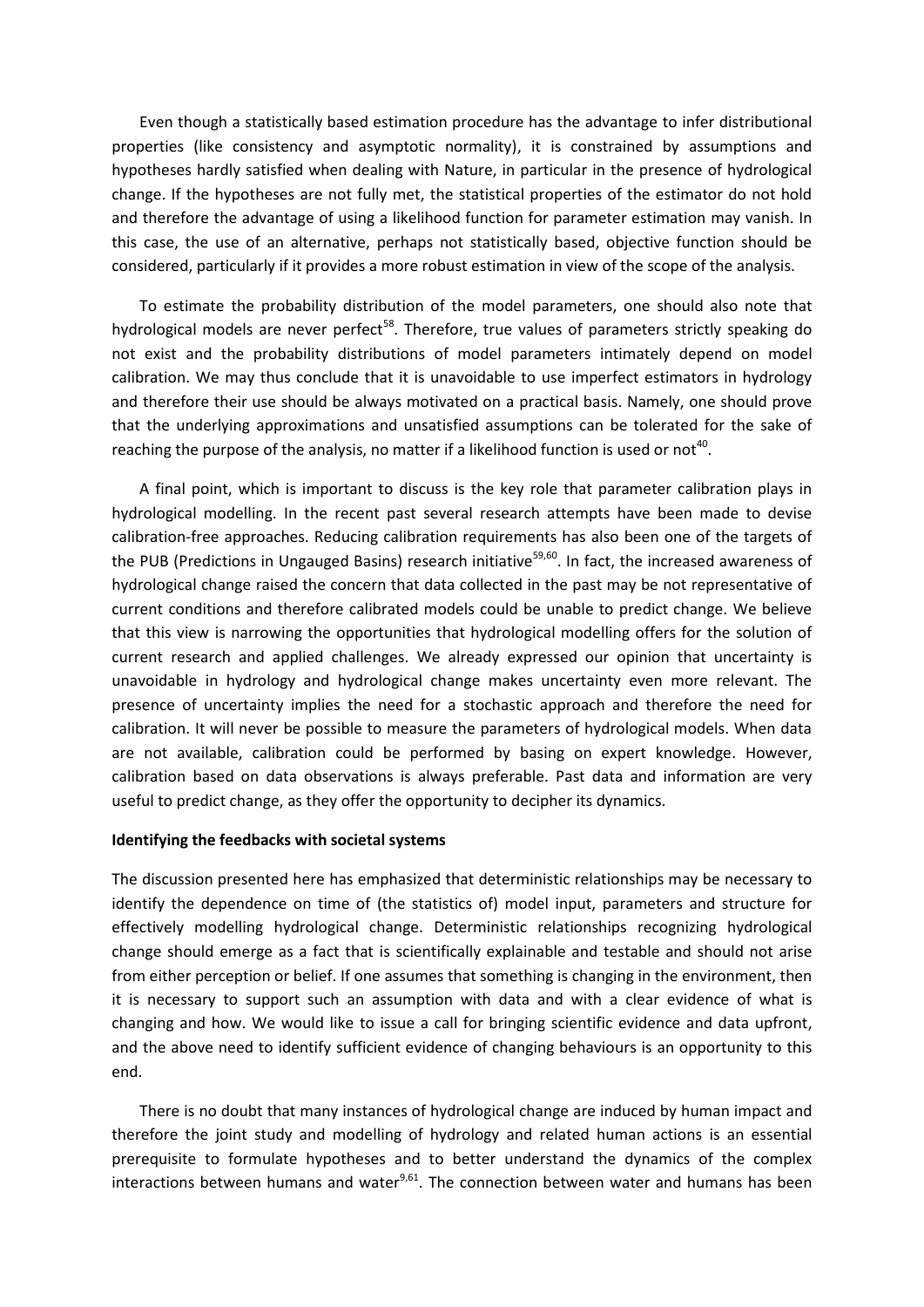Even though a statistically based estimation procedure has the advantage to infer distributional properties (like consistency and asymptotic normality), it is constrained by assumptions and hypotheses hardly satisfied when dealing with Nature, in particular in the presence of hydrological change. If the hypotheses are not fully met, the statistical properties of the estimator do not hold and therefore the advantage of using a likelihood function for parameter estimation may vanish. In this case, the use of an alternative, perhaps not statistically based, objective function should be considered, particularly if it provides a more robust estimation in view of the scope of the analysis.

To estimate the probability distribution of the model parameters, one should also note that hydrological models are never perfect[58]. Therefore, true values of parameters strictly speaking do not exist and the probability distributions of model parameters intimately depend on model calibration. We may thus conclude that it is unavoidable to use imperfect estimators in hydrology and therefore their use should be always motivated on a practical basis. Namely, one should prove that the underlying approximations and unsatisfied assumptions can be tolerated for the sake of reaching the purpose of the analysis, no matter if a likelihood function is used or not[40].

A final point, which is important to discuss is the key role that parameter calibration plays in hydrological modelling. In the recent past several research attempts have been made to devise calibration-free approaches. Reducing calibration requirements has also been one of the targets of the PUB (Predictions in Ungauged Basins) research initiative[59,60]. In fact, the increased awareness of hydrological change raised the concern that data collected in the past may be not representative of current conditions and therefore calibrated models could be unable to predict change. We believe that this view is narrowing the opportunities that hydrological modelling offers for the solution of current research and applied challenges. We already expressed our opinion that uncertainty is unavoidable in hydrology and hydrological change makes uncertainty even more relevant. The presence of uncertainty implies the need for a stochastic approach and therefore the need for calibration. It will never be possible to measure the parameters of hydrological models. When data are not available, calibration could be performed by basing on expert knowledge. However, calibration based on data observations is always preferable. Past data and information are very useful to predict change, as they offer the opportunity to decipher its dynamics.

**Identifying the feedbacks with societal systems**

The discussion presented here has emphasized that deterministic relationships may be necessary to identify the dependence on time of (the statistics of) model input, parameters and structure for effectively modelling hydrological change. Deterministic relationships recognizing hydrological change should emerge as a fact that is scientifically explainable and testable and should not arise from either perception or belief. If one assumes that something is changing in the environment, then it is necessary to support such an assumption with data and with a clear evidence of what is changing and how. We would like to issue a call for bringing scientific evidence and data upfront, and the above need to identify sufficient evidence of changing behaviours is an opportunity to this end.

There is no doubt that many instances of hydrological change are induced by human impact and therefore the joint study and modelling of hydrology and related human actions is an essential prerequisite to formulate hypotheses and to better understand the dynamics of the complex interactions between humans and water[9,61]. The connection between water and humans has been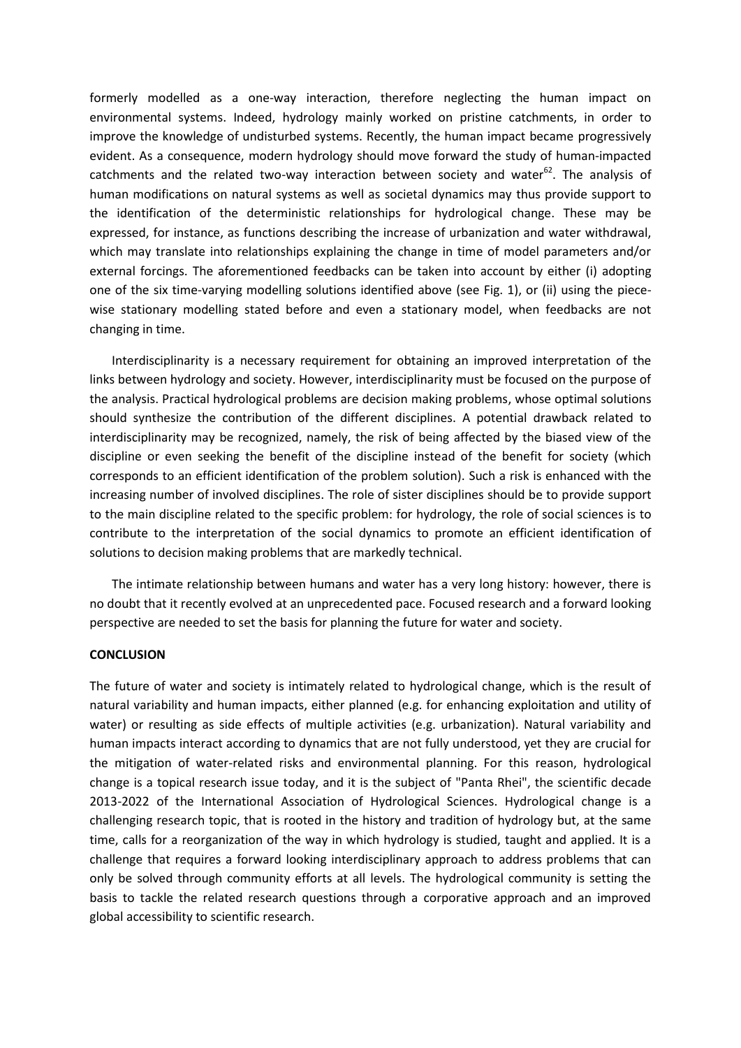formerly modelled as a one-way interaction, therefore neglecting the human impact on environmental systems. Indeed, hydrology mainly worked on pristine catchments, in order to improve the knowledge of undisturbed systems. Recently, the human impact became progressively evident. As a consequence, modern hydrology should move forward the study of human-impacted catchments and the related two-way interaction between society and water[62]. The analysis of human modifications on natural systems as well as societal dynamics may thus provide support to the identification of the deterministic relationships for hydrological change. These may be expressed, for instance, as functions describing the increase of urbanization and water withdrawal, which may translate into relationships explaining the change in time of model parameters and/or external forcings. The aforementioned feedbacks can be taken into account by either (i) adopting one of the six time-varying modelling solutions identified above (see Fig. 1), or (ii) using the piece-wise stationary modelling stated before and even a stationary model, when feedbacks are not changing in time.

Interdisciplinarity is a necessary requirement for obtaining an improved interpretation of the links between hydrology and society. However, interdisciplinarity must be focused on the purpose of the analysis. Practical hydrological problems are decision making problems, whose optimal solutions should synthesize the contribution of the different disciplines. A potential drawback related to interdisciplinarity may be recognized, namely, the risk of being affected by the biased view of the discipline or even seeking the benefit of the discipline instead of the benefit for society (which corresponds to an efficient identification of the problem solution). Such a risk is enhanced with the increasing number of involved disciplines. The role of sister disciplines should be to provide support to the main discipline related to the specific problem: for hydrology, the role of social sciences is to contribute to the interpretation of the social dynamics to promote an efficient identification of solutions to decision making problems that are markedly technical.

The intimate relationship between humans and water has a very long history: however, there is no doubt that it recently evolved at an unprecedented pace. Focused research and a forward looking perspective are needed to set the basis for planning the future for water and society.

## CONCLUSION

The future of water and society is intimately related to hydrological change, which is the result of natural variability and human impacts, either planned (e.g. for enhancing exploitation and utility of water) or resulting as side effects of multiple activities (e.g. urbanization). Natural variability and human impacts interact according to dynamics that are not fully understood, yet they are crucial for the mitigation of water-related risks and environmental planning. For this reason, hydrological change is a topical research issue today, and it is the subject of "Panta Rhei", the scientific decade 2013-2022 of the International Association of Hydrological Sciences. Hydrological change is a challenging research topic, that is rooted in the history and tradition of hydrology but, at the same time, calls for a reorganization of the way in which hydrology is studied, taught and applied. It is a challenge that requires a forward looking interdisciplinary approach to address problems that can only be solved through community efforts at all levels. The hydrological community is setting the basis to tackle the related research questions through a corporative approach and an improved global accessibility to scientific research.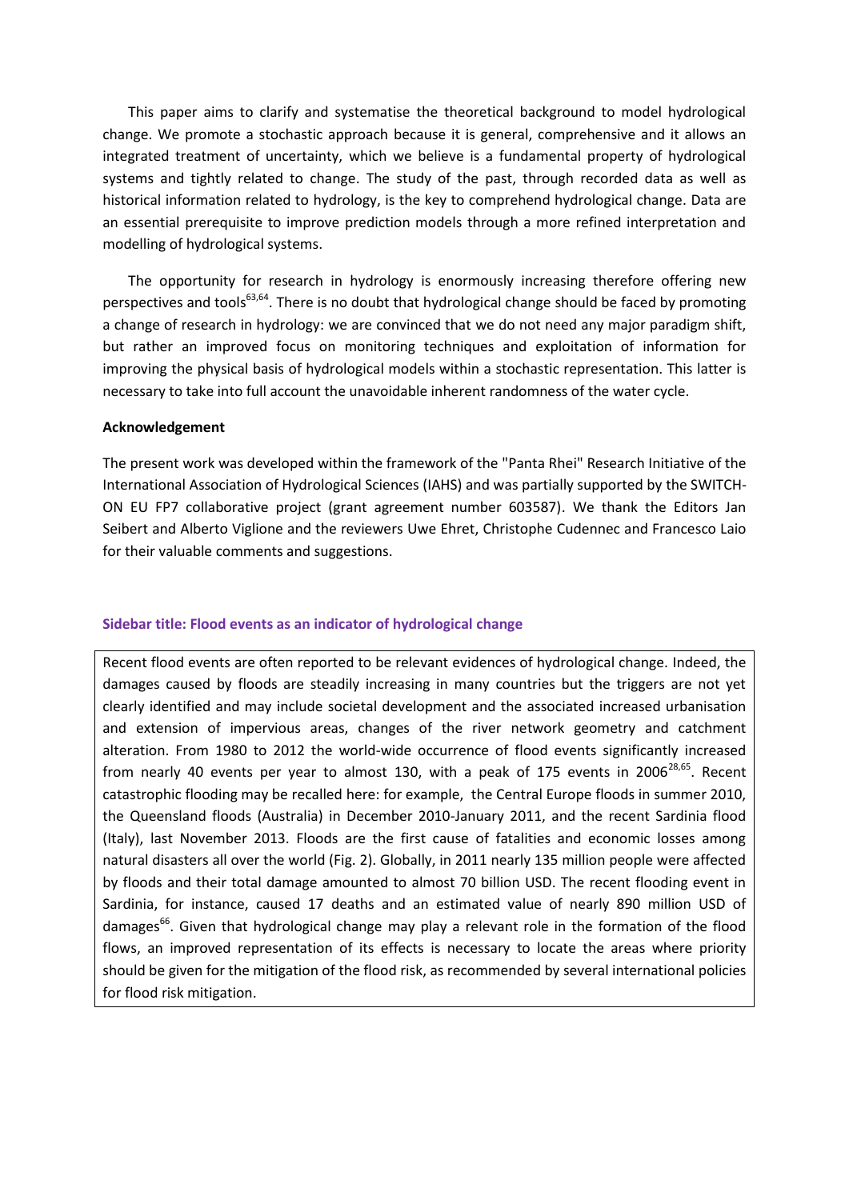This paper aims to clarify and systematise the theoretical background to model hydrological change. We promote a stochastic approach because it is general, comprehensive and it allows an integrated treatment of uncertainty, which we believe is a fundamental property of hydrological systems and tightly related to change. The study of the past, through recorded data as well as historical information related to hydrology, is the key to comprehend hydrological change. Data are an essential prerequisite to improve prediction models through a more refined interpretation and modelling of hydrological systems.

The opportunity for research in hydrology is enormously increasing therefore offering new perspectives and tools[63,64]. There is no doubt that hydrological change should be faced by promoting a change of research in hydrology: we are convinced that we do not need any major paradigm shift, but rather an improved focus on monitoring techniques and exploitation of information for improving the physical basis of hydrological models within a stochastic representation. This latter is necessary to take into full account the unavoidable inherent randomness of the water cycle.

**Acknowledgement**

The present work was developed within the framework of the "Panta Rhei" Research Initiative of the International Association of Hydrological Sciences (IAHS) and was partially supported by the SWITCH-ON EU FP7 collaborative project (grant agreement number 603587). We thank the Editors Jan Seibert and Alberto Viglione and the reviewers Uwe Ehret, Christophe Cudennec and Francesco Laio for their valuable comments and suggestions.

**Sidebar title: Flood events as an indicator of hydrological change**

Recent flood events are often reported to be relevant evidences of hydrological change. Indeed, the damages caused by floods are steadily increasing in many countries but the triggers are not yet clearly identified and may include societal development and the associated increased urbanisation and extension of impervious areas, changes of the river network geometry and catchment alteration. From 1980 to 2012 the world-wide occurrence of flood events significantly increased from nearly 40 events per year to almost 130, with a peak of 175 events in 2006[28,65]. Recent catastrophic flooding may be recalled here: for example, the Central Europe floods in summer 2010, the Queensland floods (Australia) in December 2010-January 2011, and the recent Sardinia flood (Italy), last November 2013. Floods are the first cause of fatalities and economic losses among natural disasters all over the world (Fig. 2). Globally, in 2011 nearly 135 million people were affected by floods and their total damage amounted to almost 70 billion USD. The recent flooding event in Sardinia, for instance, caused 17 deaths and an estimated value of nearly 890 million USD of damages[66]. Given that hydrological change may play a relevant role in the formation of the flood flows, an improved representation of its effects is necessary to locate the areas where priority should be given for the mitigation of the flood risk, as recommended by several international policies for flood risk mitigation.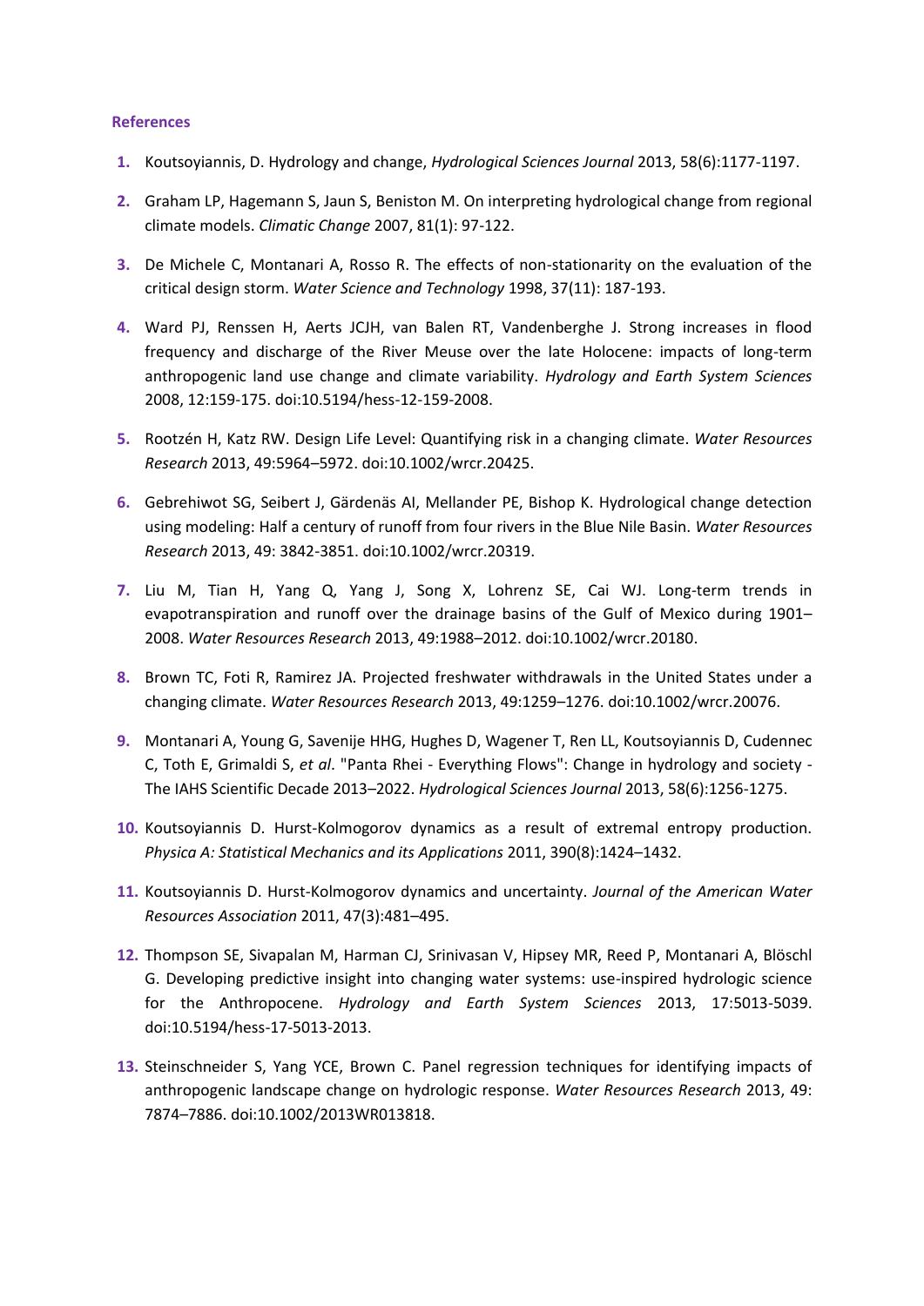## References

1. Koutsoyiannis, D. Hydrology and change, *Hydrological Sciences Journal* 2013, 58(6):1177-1197.

2. Graham LP, Hagemann S, Jaun S, Beniston M. On interpreting hydrological change from regional climate models. *Climatic Change* 2007, 81(1): 97-122.

3. De Michele C, Montanari A, Rosso R. The effects of non-stationarity on the evaluation of the critical design storm. *Water Science and Technology* 1998, 37(11): 187-193.

4. Ward PJ, Renssen H, Aerts JCJH, van Balen RT, Vandenberghe J. Strong increases in flood frequency and discharge of the River Meuse over the late Holocene: impacts of long-term anthropogenic land use change and climate variability. *Hydrology and Earth System Sciences* 2008, 12:159-175. doi:10.5194/hess-12-159-2008.

5. Rootzén H, Katz RW. Design Life Level: Quantifying risk in a changing climate. *Water Resources Research* 2013, 49:5964–5972. doi:10.1002/wrcr.20425.

6. Gebrehiwot SG, Seibert J, Gärdenäs AI, Mellander PE, Bishop K. Hydrological change detection using modeling: Half a century of runoff from four rivers in the Blue Nile Basin. *Water Resources Research* 2013, 49: 3842-3851. doi:10.1002/wrcr.20319.

7. Liu M, Tian H, Yang Q, Yang J, Song X, Lohrenz SE, Cai WJ. Long-term trends in evapotranspiration and runoff over the drainage basins of the Gulf of Mexico during 1901–2008. *Water Resources Research* 2013, 49:1988–2012. doi:10.1002/wrcr.20180.

8. Brown TC, Foti R, Ramirez JA. Projected freshwater withdrawals in the United States under a changing climate. *Water Resources Research* 2013, 49:1259–1276. doi:10.1002/wrcr.20076.

9. Montanari A, Young G, Savenije HHG, Hughes D, Wagener T, Ren LL, Koutsoyiannis D, Cudennec C, Toth E, Grimaldi S, *et al*. "Panta Rhei - Everything Flows": Change in hydrology and society - The IAHS Scientific Decade 2013–2022. *Hydrological Sciences Journal* 2013, 58(6):1256-1275.

10. Koutsoyiannis D. Hurst-Kolmogorov dynamics as a result of extremal entropy production. *Physica A: Statistical Mechanics and its Applications* 2011, 390(8):1424–1432.

11. Koutsoyiannis D. Hurst-Kolmogorov dynamics and uncertainty. *Journal of the American Water Resources Association* 2011, 47(3):481–495.

12. Thompson SE, Sivapalan M, Harman CJ, Srinivasan V, Hipsey MR, Reed P, Montanari A, Blöschl G. Developing predictive insight into changing water systems: use-inspired hydrologic science for the Anthropocene. *Hydrology and Earth System Sciences* 2013, 17:5013-5039. doi:10.5194/hess-17-5013-2013.

13. Steinschneider S, Yang YCE, Brown C. Panel regression techniques for identifying impacts of anthropogenic landscape change on hydrologic response. *Water Resources Research* 2013, 49: 7874–7886. doi:10.1002/2013WR013818.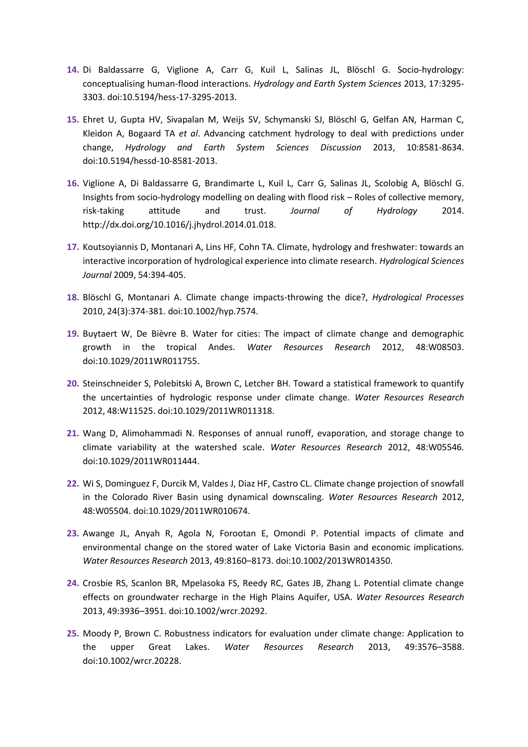14. Di Baldassarre G, Viglione A, Carr G, Kuil L, Salinas JL, Blöschl G. Socio-hydrology: conceptualising human-flood interactions. *Hydrology and Earth System Sciences* 2013, 17:3295-3303. doi:10.5194/hess-17-3295-2013.

15. Ehret U, Gupta HV, Sivapalan M, Weijs SV, Schymanski SJ, Blöschl G, Gelfan AN, Harman C, Kleidon A, Bogaard TA *et al*. Advancing catchment hydrology to deal with predictions under change, *Hydrology and Earth System Sciences Discussion* 2013, 10:8581-8634. doi:10.5194/hessd-10-8581-2013.

16. Viglione A, Di Baldassarre G, Brandimarte L, Kuil L, Carr G, Salinas JL, Scolobig A, Blöschl G. Insights from socio-hydrology modelling on dealing with flood risk – Roles of collective memory, risk-taking attitude and trust. *Journal of Hydrology* 2014. http://dx.doi.org/10.1016/j.jhydrol.2014.01.018.

17. Koutsoyiannis D, Montanari A, Lins HF, Cohn TA. Climate, hydrology and freshwater: towards an interactive incorporation of hydrological experience into climate research. *Hydrological Sciences Journal* 2009, 54:394-405.

18. Blöschl G, Montanari A. Climate change impacts-throwing the dice?, *Hydrological Processes* 2010, 24(3):374-381. doi:10.1002/hyp.7574.

19. Buytaert W, De Bièvre B. Water for cities: The impact of climate change and demographic growth in the tropical Andes. *Water Resources Research* 2012, 48:W08503. doi:10.1029/2011WR011755.

20. Steinschneider S, Polebitski A, Brown C, Letcher BH. Toward a statistical framework to quantify the uncertainties of hydrologic response under climate change. *Water Resources Research* 2012, 48:W11525. doi:10.1029/2011WR011318.

21. Wang D, Alimohammadi N. Responses of annual runoff, evaporation, and storage change to climate variability at the watershed scale. *Water Resources Research* 2012, 48:W05546. doi:10.1029/2011WR011444.

22. Wi S, Dominguez F, Durcik M, Valdes J, Diaz HF, Castro CL. Climate change projection of snowfall in the Colorado River Basin using dynamical downscaling. *Water Resources Research* 2012, 48:W05504. doi:10.1029/2011WR010674.

23. Awange JL, Anyah R, Agola N, Forootan E, Omondi P. Potential impacts of climate and environmental change on the stored water of Lake Victoria Basin and economic implications. *Water Resources Research* 2013, 49:8160–8173. doi:10.1002/2013WR014350.

24. Crosbie RS, Scanlon BR, Mpelasoka FS, Reedy RC, Gates JB, Zhang L. Potential climate change effects on groundwater recharge in the High Plains Aquifer, USA. *Water Resources Research* 2013, 49:3936–3951. doi:10.1002/wrcr.20292.

25. Moody P, Brown C. Robustness indicators for evaluation under climate change: Application to the upper Great Lakes. *Water Resources Research* 2013, 49:3576–3588. doi:10.1002/wrcr.20228.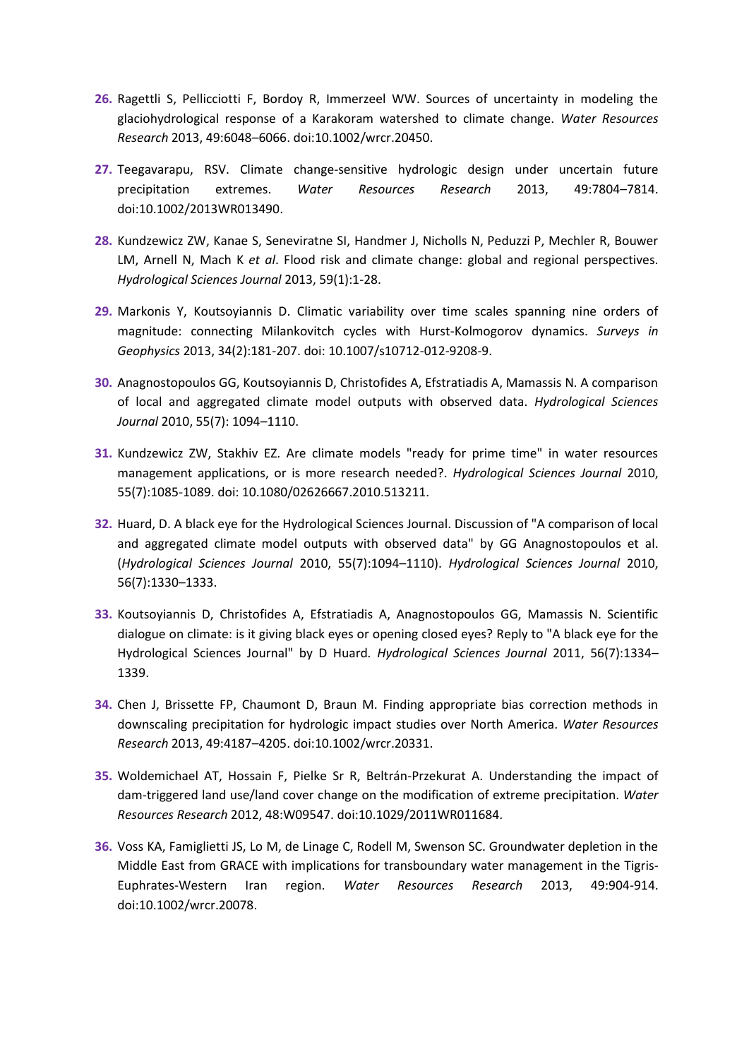**26.** Ragettli S, Pellicciotti F, Bordoy R, Immerzeel WW. Sources of uncertainty in modeling the glaciohydrological response of a Karakoram watershed to climate change. *Water Resources Research* 2013, 49:6048–6066. doi:10.1002/wrcr.20450.

**27.** Teegavarapu, RSV. Climate change-sensitive hydrologic design under uncertain future precipitation extremes. *Water Resources Research* 2013, 49:7804–7814. doi:10.1002/2013WR013490.

**28.** Kundzewicz ZW, Kanae S, Seneviratne SI, Handmer J, Nicholls N, Peduzzi P, Mechler R, Bouwer LM, Arnell N, Mach K *et al*. Flood risk and climate change: global and regional perspectives. *Hydrological Sciences Journal* 2013, 59(1):1-28.

**29.** Markonis Y, Koutsoyiannis D. Climatic variability over time scales spanning nine orders of magnitude: connecting Milankovitch cycles with Hurst-Kolmogorov dynamics. *Surveys in Geophysics* 2013, 34(2):181-207. doi: 10.1007/s10712-012-9208-9.

**30.** Anagnostopoulos GG, Koutsoyiannis D, Christofides A, Efstratiadis A, Mamassis N. A comparison of local and aggregated climate model outputs with observed data. *Hydrological Sciences Journal* 2010, 55(7): 1094–1110.

**31.** Kundzewicz ZW, Stakhiv EZ. Are climate models "ready for prime time" in water resources management applications, or is more research needed?. *Hydrological Sciences Journal* 2010, 55(7):1085-1089. doi: 10.1080/02626667.2010.513211.

**32.** Huard, D. A black eye for the Hydrological Sciences Journal. Discussion of "A comparison of local and aggregated climate model outputs with observed data" by GG Anagnostopoulos et al. (*Hydrological Sciences Journal* 2010, 55(7):1094–1110). *Hydrological Sciences Journal* 2010, 56(7):1330–1333.

**33.** Koutsoyiannis D, Christofides A, Efstratiadis A, Anagnostopoulos GG, Mamassis N. Scientific dialogue on climate: is it giving black eyes or opening closed eyes? Reply to "A black eye for the Hydrological Sciences Journal" by D Huard. *Hydrological Sciences Journal* 2011, 56(7):1334–1339.

**34.** Chen J, Brissette FP, Chaumont D, Braun M. Finding appropriate bias correction methods in downscaling precipitation for hydrologic impact studies over North America. *Water Resources Research* 2013, 49:4187–4205. doi:10.1002/wrcr.20331.

**35.** Woldemichael AT, Hossain F, Pielke Sr R, Beltrán-Przekurat A. Understanding the impact of dam-triggered land use/land cover change on the modification of extreme precipitation. *Water Resources Research* 2012, 48:W09547. doi:10.1029/2011WR011684.

**36.** Voss KA, Famiglietti JS, Lo M, de Linage C, Rodell M, Swenson SC. Groundwater depletion in the Middle East from GRACE with implications for transboundary water management in the Tigris-Euphrates-Western Iran region. *Water Resources Research* 2013, 49:904-914. doi:10.1002/wrcr.20078.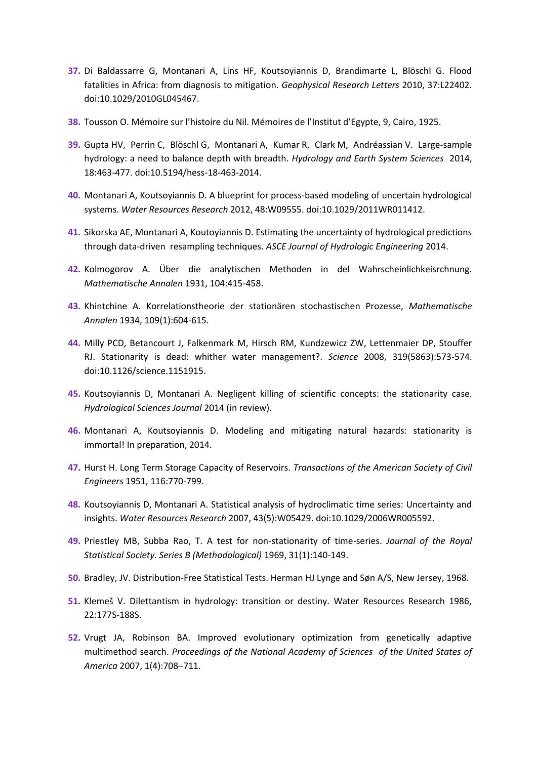37. Di Baldassarre G, Montanari A, Lins HF, Koutsoyiannis D, Brandimarte L, Blöschl G. Flood fatalities in Africa: from diagnosis to mitigation. *Geophysical Research Letters* 2010, 37:L22402. doi:10.1029/2010GL045467.

38. Tousson O. Mémoire sur l'histoire du Nil. Mémoires de l'Institut d'Egypte, 9, Cairo, 1925.

39. Gupta HV, Perrin C, Blöschl G, Montanari A, Kumar R, Clark M, Andréassian V. Large-sample hydrology: a need to balance depth with breadth. *Hydrology and Earth System Sciences* 2014, 18:463-477. doi:10.5194/hess-18-463-2014.

40. Montanari A, Koutsoyiannis D. A blueprint for process-based modeling of uncertain hydrological systems. *Water Resources Research* 2012, 48:W09555. doi:10.1029/2011WR011412.

41. Sikorska AE, Montanari A, Koutoyiannis D. Estimating the uncertainty of hydrological predictions through data-driven resampling techniques. *ASCE Journal of Hydrologic Engineering* 2014.

42. Kolmogorov A. Über die analytischen Methoden in del Wahrscheinlichkeisrchnung. *Mathematische Annalen* 1931, 104:415-458.

43. Khintchine A. Korrelationstheorie der stationären stochastischen Prozesse, *Mathematische Annalen* 1934, 109(1):604-615.

44. Milly PCD, Betancourt J, Falkenmark M, Hirsch RM, Kundzewicz ZW, Lettenmaier DP, Stouffer RJ. Stationarity is dead: whither water management?. *Science* 2008, 319(5863):573-574. doi:10.1126/science.1151915.

45. Koutsoyiannis D, Montanari A. Negligent killing of scientific concepts: the stationarity case. *Hydrological Sciences Journal* 2014 (in review).

46. Montanari A, Koutsoyiannis D. Modeling and mitigating natural hazards: stationarity is immortal! In preparation, 2014.

47. Hurst H. Long Term Storage Capacity of Reservoirs. *Transactions of the American Society of Civil Engineers* 1951, 116:770-799.

48. Koutsoyiannis D, Montanari A. Statistical analysis of hydroclimatic time series: Uncertainty and insights. *Water Resources Research* 2007, 43(5):W05429. doi:10.1029/2006WR005592.

49. Priestley MB, Subba Rao, T. A test for non-stationarity of time-series. *Journal of the Royal Statistical Society. Series B (Methodological)* 1969, 31(1):140-149.

50. Bradley, JV. Distribution-Free Statistical Tests. Herman HJ Lynge and Søn A/S, New Jersey, 1968.

51. Klemeš V. Dilettantism in hydrology: transition or destiny. Water Resources Research 1986, 22:177S-188S.

52. Vrugt JA, Robinson BA. Improved evolutionary optimization from genetically adaptive multimethod search. *Proceedings of the National Academy of Sciences of the United States of America* 2007, 1(4):708–711.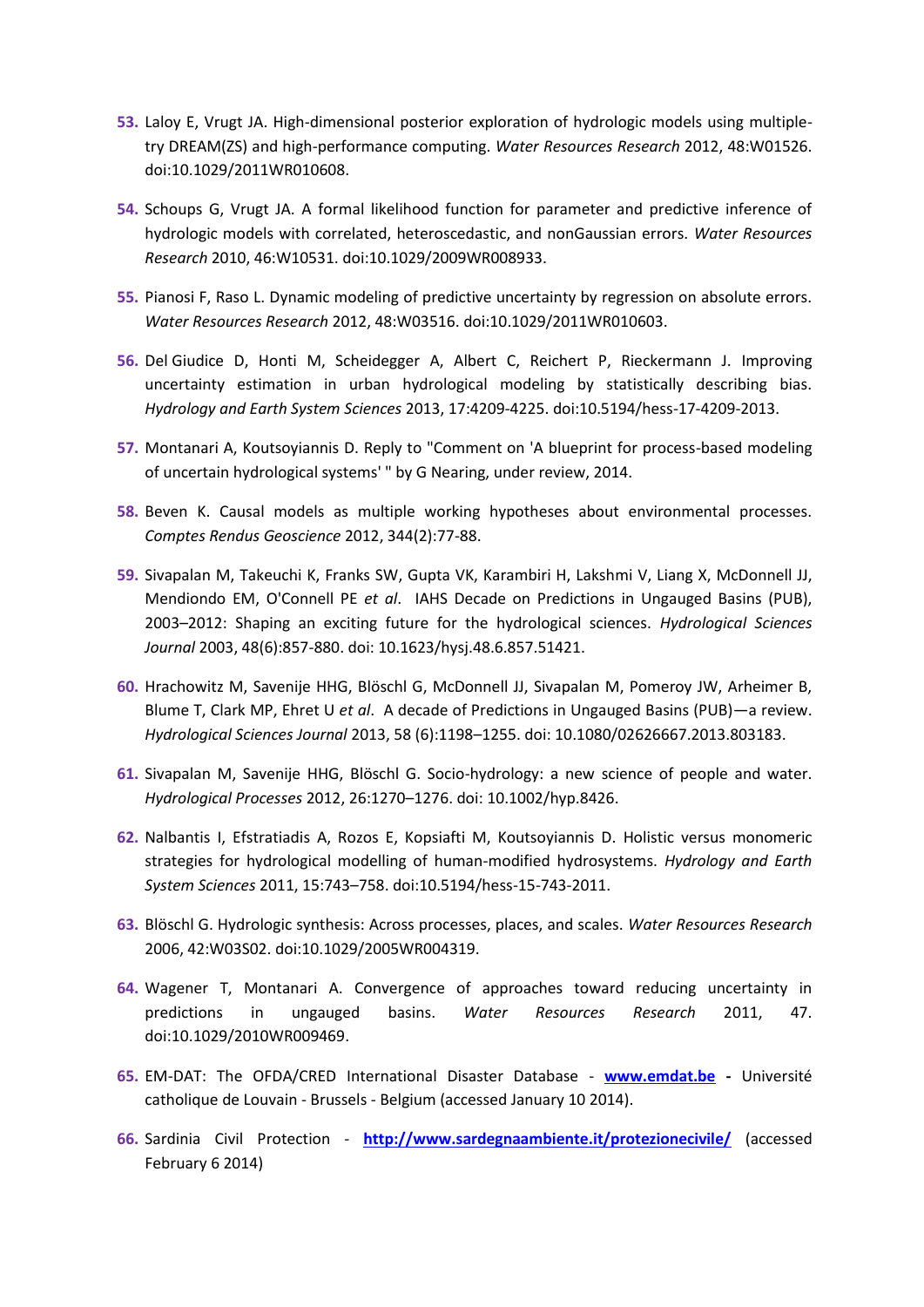53. Laloy E, Vrugt JA. High-dimensional posterior exploration of hydrologic models using multiple-try DREAM(ZS) and high-performance computing. *Water Resources Research* 2012, 48:W01526. doi:10.1029/2011WR010608.

54. Schoups G, Vrugt JA. A formal likelihood function for parameter and predictive inference of hydrologic models with correlated, heteroscedastic, and nonGaussian errors. *Water Resources Research* 2010, 46:W10531. doi:10.1029/2009WR008933.

55. Pianosi F, Raso L. Dynamic modeling of predictive uncertainty by regression on absolute errors. *Water Resources Research* 2012, 48:W03516. doi:10.1029/2011WR010603.

56. Del Giudice D, Honti M, Scheidegger A, Albert C, Reichert P, Rieckermann J. Improving uncertainty estimation in urban hydrological modeling by statistically describing bias. *Hydrology and Earth System Sciences* 2013, 17:4209-4225. doi:10.5194/hess-17-4209-2013.

57. Montanari A, Koutsoyiannis D. Reply to "Comment on 'A blueprint for process-based modeling of uncertain hydrological systems' " by G Nearing, under review, 2014.

58. Beven K. Causal models as multiple working hypotheses about environmental processes. *Comptes Rendus Geoscience* 2012, 344(2):77-88.

59. Sivapalan M, Takeuchi K, Franks SW, Gupta VK, Karambiri H, Lakshmi V, Liang X, McDonnell JJ, Mendiondo EM, O'Connell PE *et al*. IAHS Decade on Predictions in Ungauged Basins (PUB), 2003–2012: Shaping an exciting future for the hydrological sciences. *Hydrological Sciences Journal* 2003, 48(6):857-880. doi: 10.1623/hysj.48.6.857.51421.

60. Hrachowitz M, Savenije HHG, Blöschl G, McDonnell JJ, Sivapalan M, Pomeroy JW, Arheimer B, Blume T, Clark MP, Ehret U *et al*. A decade of Predictions in Ungauged Basins (PUB)—a review. *Hydrological Sciences Journal* 2013, 58 (6):1198–1255. doi: 10.1080/02626667.2013.803183.

61. Sivapalan M, Savenije HHG, Blöschl G. Socio-hydrology: a new science of people and water. *Hydrological Processes* 2012, 26:1270–1276. doi: 10.1002/hyp.8426.

62. Nalbantis I, Efstratiadis A, Rozos E, Kopsiafti M, Koutsoyiannis D. Holistic versus monomeric strategies for hydrological modelling of human-modified hydrosystems. *Hydrology and Earth System Sciences* 2011, 15:743–758. doi:10.5194/hess-15-743-2011.

63. Blöschl G. Hydrologic synthesis: Across processes, places, and scales. *Water Resources Research* 2006, 42:W03S02. doi:10.1029/2005WR004319.

64. Wagener T, Montanari A. Convergence of approaches toward reducing uncertainty in predictions in ungauged basins. *Water Resources Research* 2011, 47. doi:10.1029/2010WR009469.

65. EM-DAT: The OFDA/CRED International Disaster Database - **[www.emdat.be](http://www.emdat.be)** **-** Université catholique de Louvain - Brussels - Belgium (accessed January 10 2014).

66. Sardinia Civil Protection - **[http://www.sardegnaambiente.it/protezionecivile/](http://www.sardegnaambiente.it/protezionecivile/)** (accessed February 6 2014)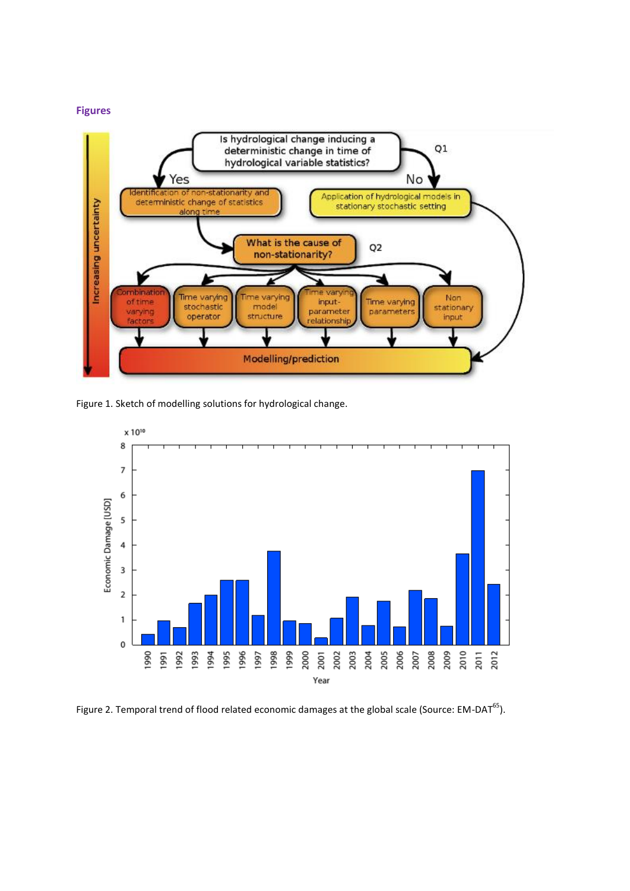## Figures

Increasing uncertainty

Is hydrological change inducing a deterministic change in time of hydrological variable statistics?

Q1

Yes

No

Identification of non-stationarity and deterministic change of statistics along time

Application of hydrological models in stationary stochastic setting

What is the cause of non-stationarity?

Q2

Combination of time varying factors

Time varying stochastic operator

Time varying model structure

Time varying input-parameter relationship

Time varying parameters

Non stationary input

Modelling/prediction

Figure 1. Sketch of modelling solutions for hydrological change.

x 10¹⁰

8
7
6
5
4
3
2
1
0

Economic Damage [USD]

1990 1991 1992 1993 1994 1995 1996 1997 1998 1999 2000 2001 2002 2003 2004 2005 2006 2007 2008 2009 2010 2011 2012

Year

Figure 2. Temporal trend of flood related economic damages at the global scale (Source: EM-DAT[65]).